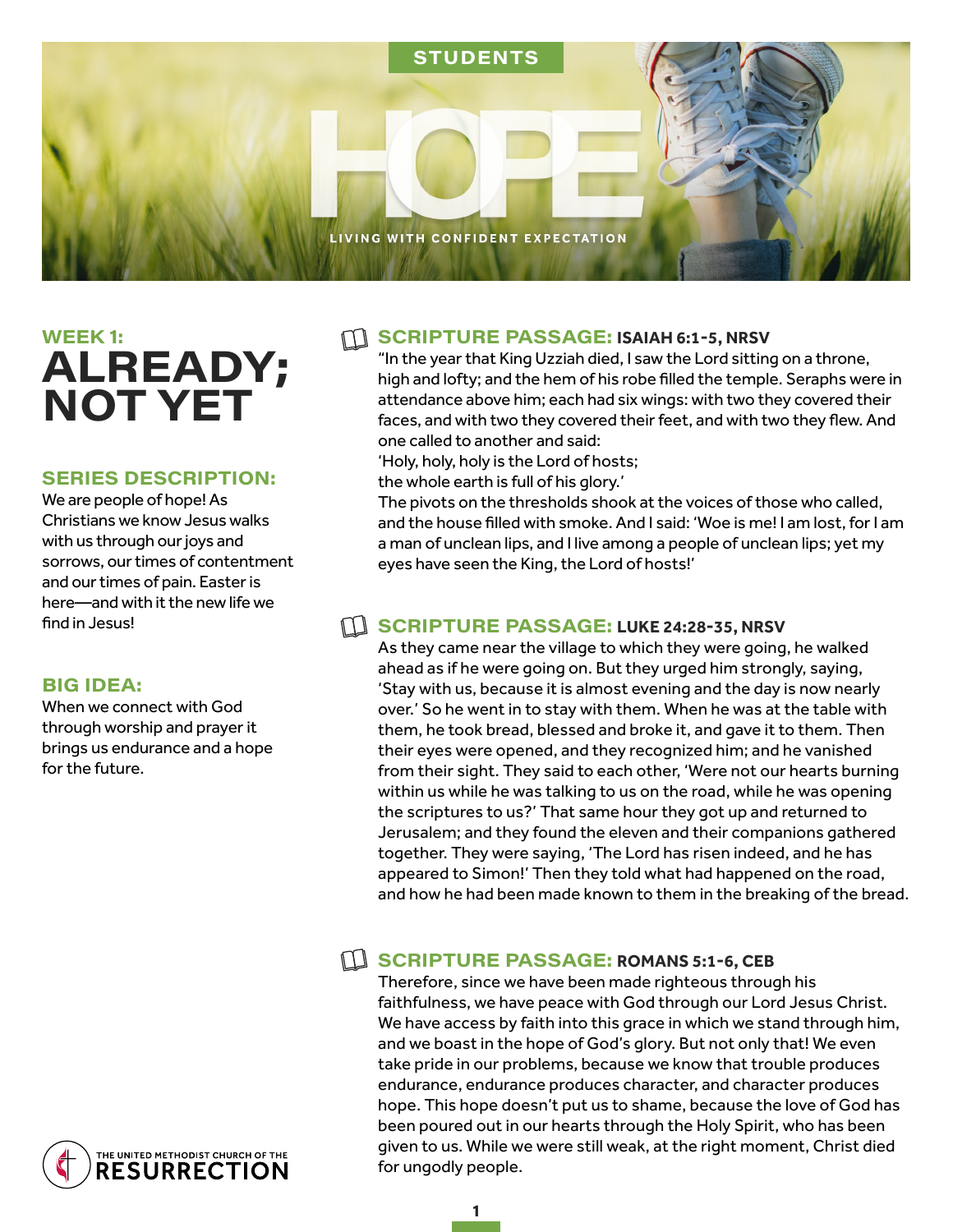STUDENTS

# HOPE

LIVING WITH CONFIDENT EXPECTATION

## WEEK 1: ALREADY; NOT YET

### SERIES DESCRIPTION:

We are people of hope! As Christians we know Jesus walks with us through our joys and sorrows, our times of contentment and our times of pain. Easter is here—and with it the new life we find in Jesus!

### BIG IDEA:

When we connect with God through worship and prayer it brings us endurance and a hope for the future.

### SCRIPTURE PASSAGE: ISAIAH 6:1-5, NRSV

"In the year that King Uzziah died, I saw the Lord sitting on a throne, high and lofty; and the hem of his robe filled the temple. Seraphs were in attendance above him; each had six wings: with two they covered their faces, and with two they covered their feet, and with two they flew. And one called to another and said:
'Holy, holy, holy is the Lord of hosts;
the whole earth is full of his glory.'
The pivots on the thresholds shook at the voices of those who called, and the house filled with smoke. And I said: 'Woe is me! I am lost, for I am a man of unclean lips, and I live among a people of unclean lips; yet my eyes have seen the King, the Lord of hosts!'

### SCRIPTURE PASSAGE: LUKE 24:28-35, NRSV

As they came near the village to which they were going, he walked ahead as if he were going on. But they urged him strongly, saying, 'Stay with us, because it is almost evening and the day is now nearly over.' So he went in to stay with them. When he was at the table with them, he took bread, blessed and broke it, and gave it to them. Then their eyes were opened, and they recognized him; and he vanished from their sight. They said to each other, 'Were not our hearts burning within us while he was talking to us on the road, while he was opening the scriptures to us?' That same hour they got up and returned to Jerusalem; and they found the eleven and their companions gathered together. They were saying, 'The Lord has risen indeed, and he has appeared to Simon!' Then they told what had happened on the road, and how he had been made known to them in the breaking of the bread.

### SCRIPTURE PASSAGE: ROMANS 5:1-6, CEB

Therefore, since we have been made righteous through his faithfulness, we have peace with God through our Lord Jesus Christ. We have access by faith into this grace in which we stand through him, and we boast in the hope of God's glory. But not only that! We even take pride in our problems, because we know that trouble produces endurance, endurance produces character, and character produces hope. This hope doesn't put us to shame, because the love of God has been poured out in our hearts through the Holy Spirit, who has been given to us. While we were still weak, at the right moment, Christ died for ungodly people.

THE UNITED METHODIST CHURCH OF THE RESURRECTION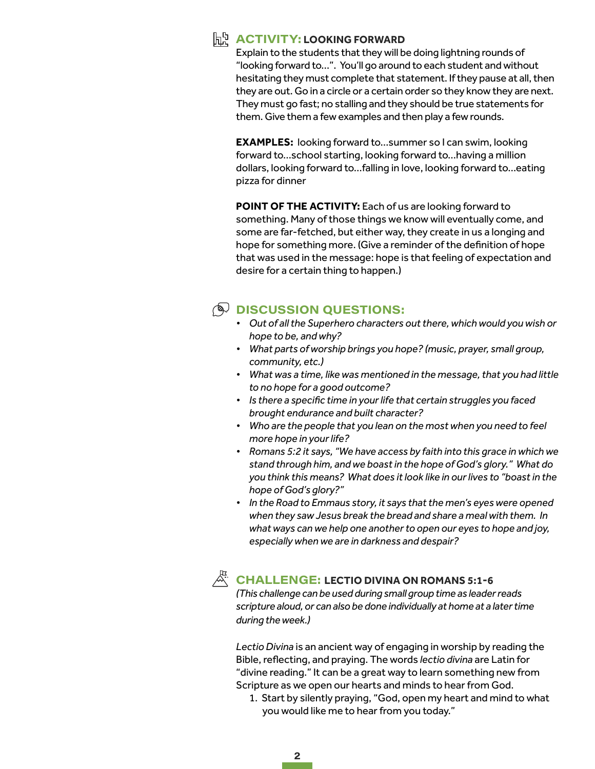## ACTIVITY: LOOKING FORWARD

Explain to the students that they will be doing lightning rounds of "looking forward to…". You'll go around to each student and without hesitating they must complete that statement. If they pause at all, then they are out. Go in a circle or a certain order so they know they are next. They must go fast; no stalling and they should be true statements for them. Give them a few examples and then play a few rounds.

**EXAMPLES:** looking forward to…summer so I can swim, looking forward to…school starting, looking forward to…having a million dollars, looking forward to…falling in love, looking forward to…eating pizza for dinner

**POINT OF THE ACTIVITY:** Each of us are looking forward to something. Many of those things we know will eventually come, and some are far-fetched, but either way, they create in us a longing and hope for something more. (Give a reminder of the definition of hope that was used in the message: hope is that feeling of expectation and desire for a certain thing to happen.)

## DISCUSSION QUESTIONS:

- *Out of all the Superhero characters out there, which would you wish or hope to be, and why?*
- *What parts of worship brings you hope? (music, prayer, small group, community, etc.)*
- *What was a time, like was mentioned in the message, that you had little to no hope for a good outcome?*
- *Is there a specific time in your life that certain struggles you faced brought endurance and built character?*
- *Who are the people that you lean on the most when you need to feel more hope in your life?*
- *Romans 5:2 it says, "We have access by faith into this grace in which we stand through him, and we boast in the hope of God's glory." What do you think this means? What does it look like in our lives to "boast in the hope of God's glory?"*
- *In the Road to Emmaus story, it says that the men's eyes were opened when they saw Jesus break the bread and share a meal with them. In what ways can we help one another to open our eyes to hope and joy, especially when we are in darkness and despair?*

## CHALLENGE: LECTIO DIVINA ON ROMANS 5:1-6

*(This challenge can be used during small group time as leader reads scripture aloud, or can also be done individually at home at a later time during the week.)*

*Lectio Divina* is an ancient way of engaging in worship by reading the Bible, reflecting, and praying. The words *lectio divina* are Latin for "divine reading." It can be a great way to learn something new from Scripture as we open our hearts and minds to hear from God.

1. Start by silently praying, "God, open my heart and mind to what you would like me to hear from you today."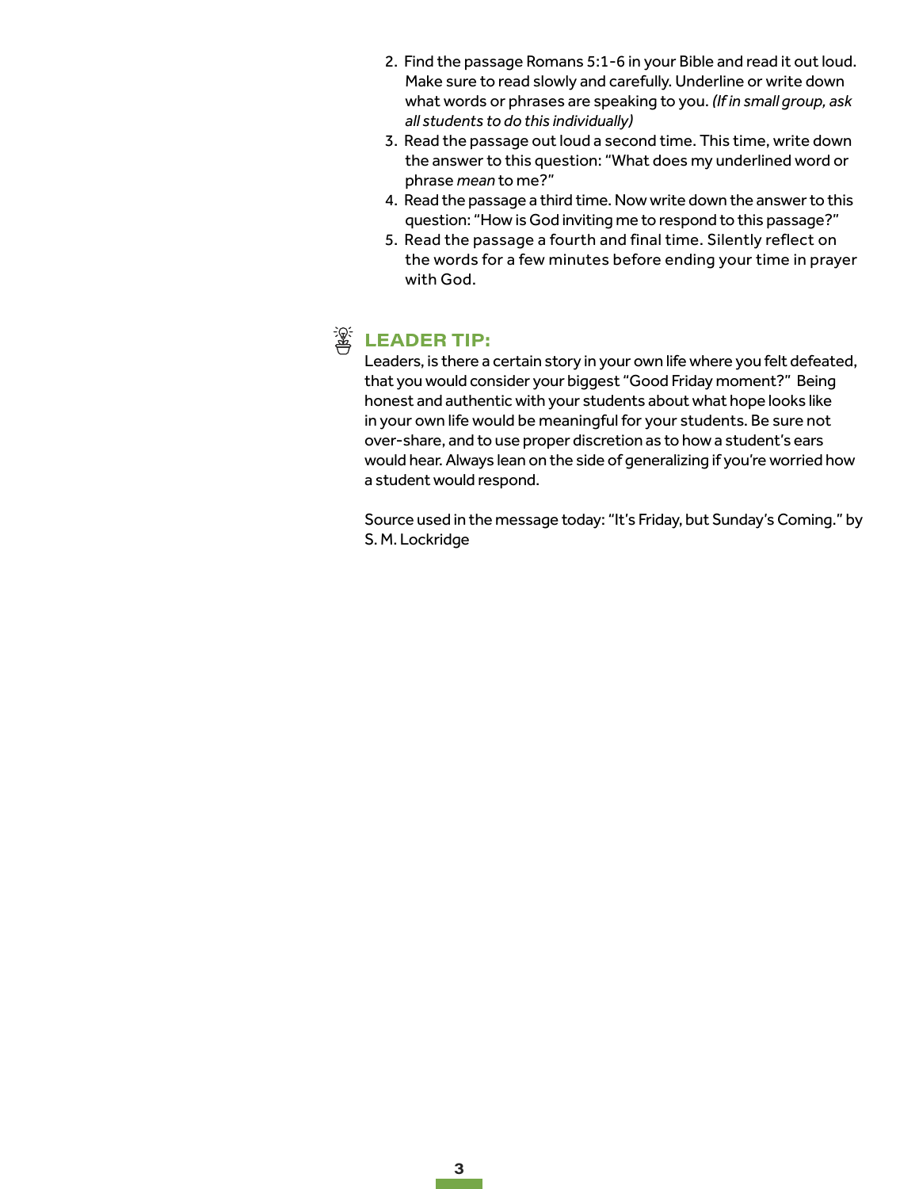2. Find the passage Romans 5:1-6 in your Bible and read it out loud. Make sure to read slowly and carefully. Underline or write down what words or phrases are speaking to you. *(If in small group, ask all students to do this individually)*
3. Read the passage out loud a second time. This time, write down the answer to this question: "What does my underlined word or phrase *mean* to me?"
4. Read the passage a third time. Now write down the answer to this question: "How is God inviting me to respond to this passage?"
5. Read the passage a fourth and final time. Silently reflect on the words for a few minutes before ending your time in prayer with God.

## LEADER TIP:

Leaders, is there a certain story in your own life where you felt defeated, that you would consider your biggest "Good Friday moment?" Being honest and authentic with your students about what hope looks like in your own life would be meaningful for your students. Be sure not over-share, and to use proper discretion as to how a student's ears would hear. Always lean on the side of generalizing if you're worried how a student would respond.

Source used in the message today: "It's Friday, but Sunday's Coming." by S. M. Lockridge